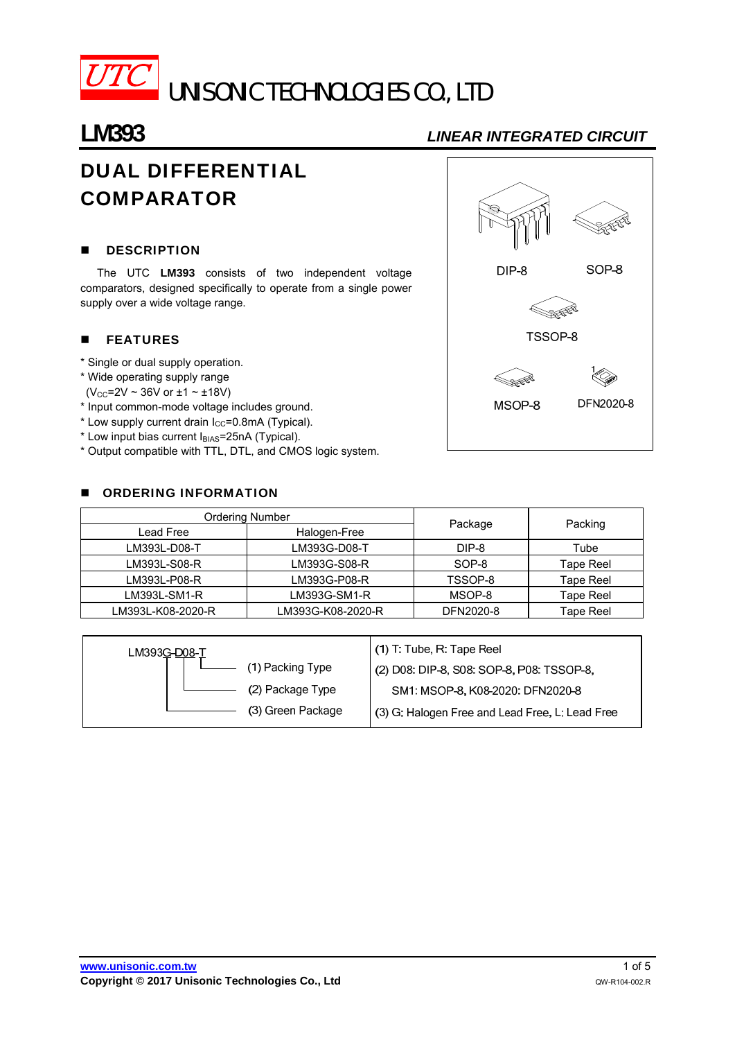# UTC UNISONIC TECHNOLOGIES CO., LTD

**LM393** *LINEAR INTEGRATED CIRCUIT*

## DUAL DIFFERENTIAL COMPARATOR

DIP-8 SOP-8 TSSOP-8 MSOP-8 DFN2020-8

### ■ DESCRIPTION

The UTC **LM393** consists of two independent voltage comparators, designed specifically to operate from a single power supply over a wide voltage range.

### ■ FEATURES

* Single or dual supply operation.
* Wide operating supply range ($V_{CC}$=2V ~ 36V or ±1 ~ ±18V)
* Input common-mode voltage includes ground.
* Low supply current drain $I_{CC}$=0.8mA (Typical).
* Low input bias current $I_{BIAS}$=25nA (Typical).
* Output compatible with TTL, DTL, and CMOS logic system.

### ■ ORDERING INFORMATION

| Ordering Number | | Package | Packing |
|---|---|---|---|
| Lead Free | Halogen-Free | | |
| LM393L-D08-T | LM393G-D08-T | DIP-8 | Tube |
| LM393L-S08-R | LM393G-S08-R | SOP-8 | Tape Reel |
| LM393L-P08-R | LM393G-P08-R | TSSOP-8 | Tape Reel |
| LM393L-SM1-R | LM393G-SM1-R | MSOP-8 | Tape Reel |
| LM393L-K08-2020-R | LM393G-K08-2020-R | DFN2020-8 | Tape Reel |

| LM393G-D08-T | |
|---|---|
| (1) Packing Type | (1) T: Tube, R: Tape Reel |
| (2) Package Type | (2) D08: DIP-8, S08: SOP-8, P08: TSSOP-8, SM1: MSOP-8, K08-2020: DFN2020-8 |
| (3) Green Package | (3) G: Halogen Free and Lead Free, L: Lead Free |

www.unisonic.com.tw
Copyright © 2017 Unisonic Technologies Co., Ltd
QW-R104-002.R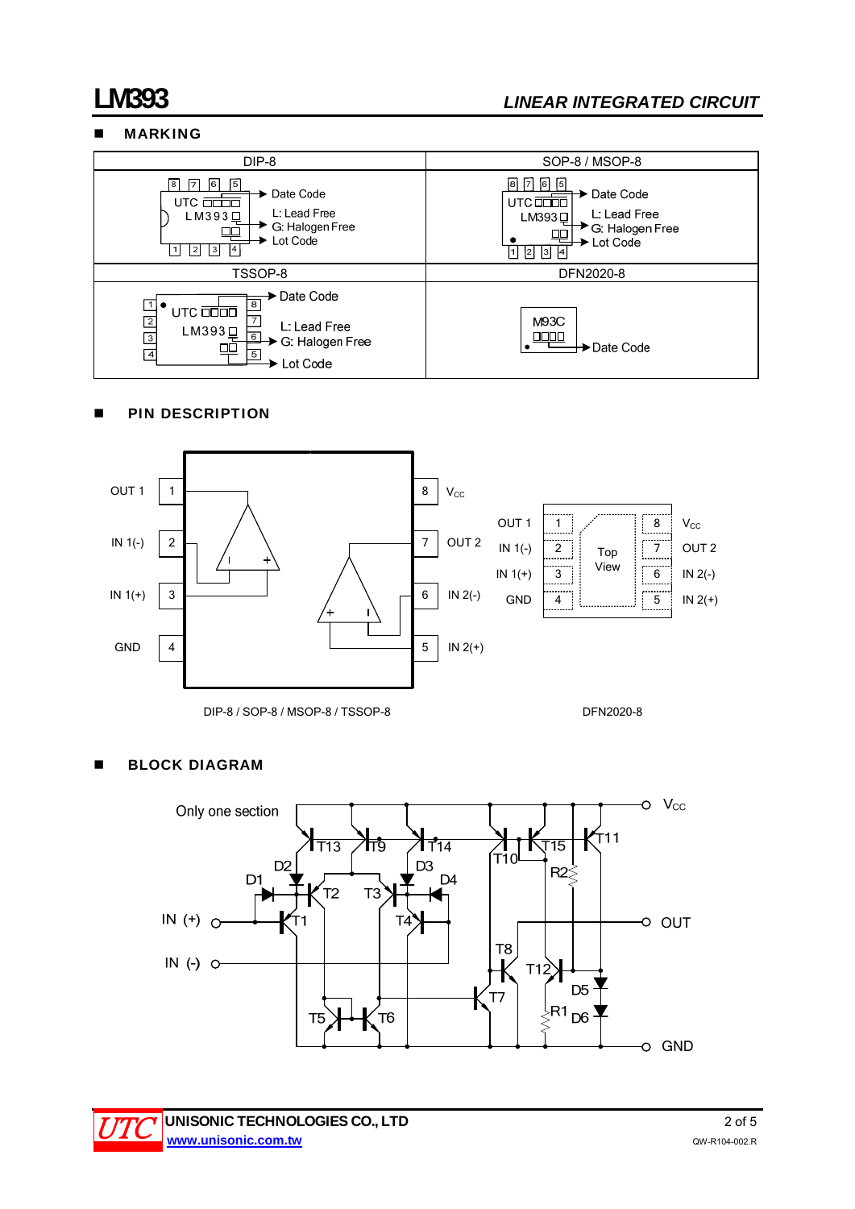## MARKING

| DIP-8 | SOP-8 / MSOP-8 |
|---|---|
| UTC □□□□ → Date Code; LM393 □ → L: Lead Free, G: Halogen Free; □□ → Lot Code | UTC □□□□ → Date Code; LM393 □ → L: Lead Free, G: Halogen Free; □□ → Lot Code |
| **TSSOP-8** | **DFN2020-8** |
| UTC □□□□ → Date Code; LM393 □ → L: Lead Free, G: Halogen Free; □□ → Lot Code | M93C □□□□ → Date Code |

## PIN DESCRIPTION

| Pin | Name (DIP-8 / SOP-8 / MSOP-8 / TSSOP-8) | Name (DFN2020-8) |
|---|---|---|
| 1 | OUT 1 | OUT 1 |
| 2 | IN 1(-) | IN 1(-) |
| 3 | IN 1(+) | IN 1(+) |
| 4 | GND | GND |
| 5 | IN 2(+) | IN 2(+) |
| 6 | IN 2(-) | IN 2(-) |
| 7 | OUT 2 | OUT 2 |
| 8 | $V_{CC}$ | $V_{CC}$ |

DIP-8 / SOP-8 / MSOP-8 / TSSOP-8

DFN2020-8 (Top View)

## BLOCK DIAGRAM

Only one section

Labels: $V_{CC}$, IN (+), IN (-), OUT, GND, T1–T15, D1–D6, R1, R2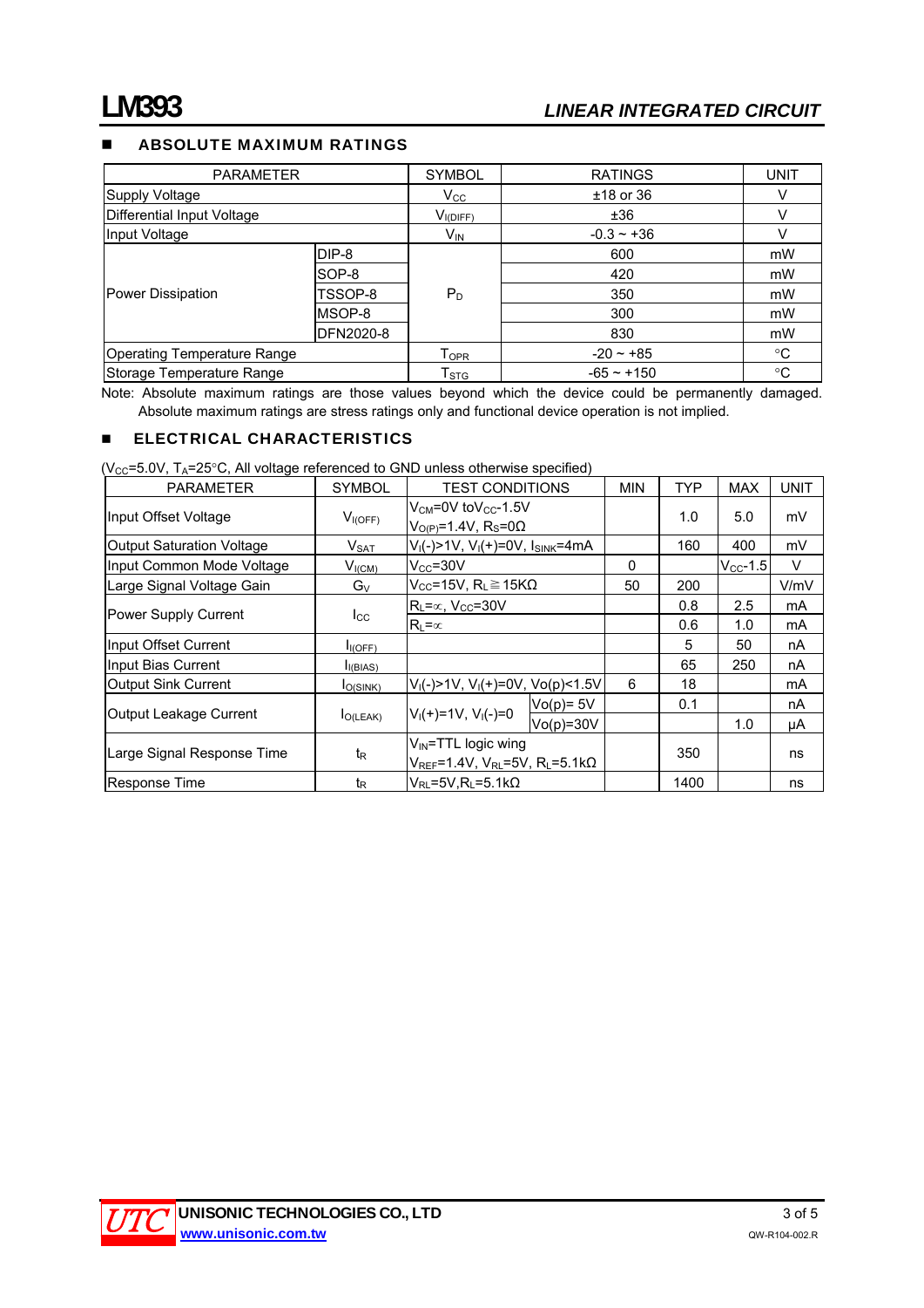## ABSOLUTE MAXIMUM RATINGS

| PARAMETER | | SYMBOL | RATINGS | UNIT |
|---|---|---|---|---|
| Supply Voltage | | $V_{CC}$ | ±18 or 36 | V |
| Differential Input Voltage | | $V_{I(DIFF)}$ | ±36 | V |
| Input Voltage | | $V_{IN}$ | -0.3 ~ +36 | V |
| Power Dissipation | DIP-8 | $P_D$ | 600 | mW |
| | SOP-8 | | 420 | mW |
| | TSSOP-8 | | 350 | mW |
| | MSOP-8 | | 300 | mW |
| | DFN2020-8 | | 830 | mW |
| Operating Temperature Range | | $T_{OPR}$ | -20 ~ +85 | °C |
| Storage Temperature Range | | $T_{STG}$ | -65 ~ +150 | °C |

Note: Absolute maximum ratings are those values beyond which the device could be permanently damaged. Absolute maximum ratings are stress ratings only and functional device operation is not implied.

## ELECTRICAL CHARACTERISTICS

($V_{CC}$=5.0V, $T_A$=25°C, All voltage referenced to GND unless otherwise specified)

| PARAMETER | SYMBOL | TEST CONDITIONS | | MIN | TYP | MAX | UNIT |
|---|---|---|---|---|---|---|---|
| Input Offset Voltage | $V_{I(OFF)}$ | $V_{CM}$=0V to$V_{CC}$-1.5V $V_{O(P)}$=1.4V, $R_S$=0Ω | | | 1.0 | 5.0 | mV |
| Output Saturation Voltage | $V_{SAT}$ | $V_I(-)$>1V, $V_I(+)$=0V, $I_{SINK}$=4mA | | | 160 | 400 | mV |
| Input Common Mode Voltage | $V_{I(CM)}$ | $V_{CC}$=30V | | 0 | | $V_{CC}$-1.5 | V |
| Large Signal Voltage Gain | $G_V$ | $V_{CC}$=15V, $R_L$≧15KΩ | | 50 | 200 | | V/mV |
| Power Supply Current | $I_{CC}$ | $R_L$=∞, $V_{CC}$=30V | | | 0.8 | 2.5 | mA |
| | | $R_L$=∞ | | | 0.6 | 1.0 | mA |
| Input Offset Current | $I_{I(OFF)}$ | | | | 5 | 50 | nA |
| Input Bias Current | $I_{I(BIAS)}$ | | | | 65 | 250 | nA |
| Output Sink Current | $I_{O(SINK)}$ | $V_I(-)$>1V, $V_I(+)$=0V, Vo(p)<1.5V | | 6 | 18 | | mA |
| Output Leakage Current | $I_{O(LEAK)}$ | $V_I(+)$=1V, $V_I(-)$=0 | Vo(p)= 5V | | 0.1 | | nA |
| | | | Vo(p)=30V | | | 1.0 | μA |
| Large Signal Response Time | $t_R$ | $V_{IN}$=TTL logic wing $V_{REF}$=1.4V, $V_{RL}$=5V, $R_L$=5.1kΩ | | | 350 | | ns |
| Response Time | $t_R$ | $V_{RL}$=5V,$R_L$=5.1kΩ | | | 1400 | | ns |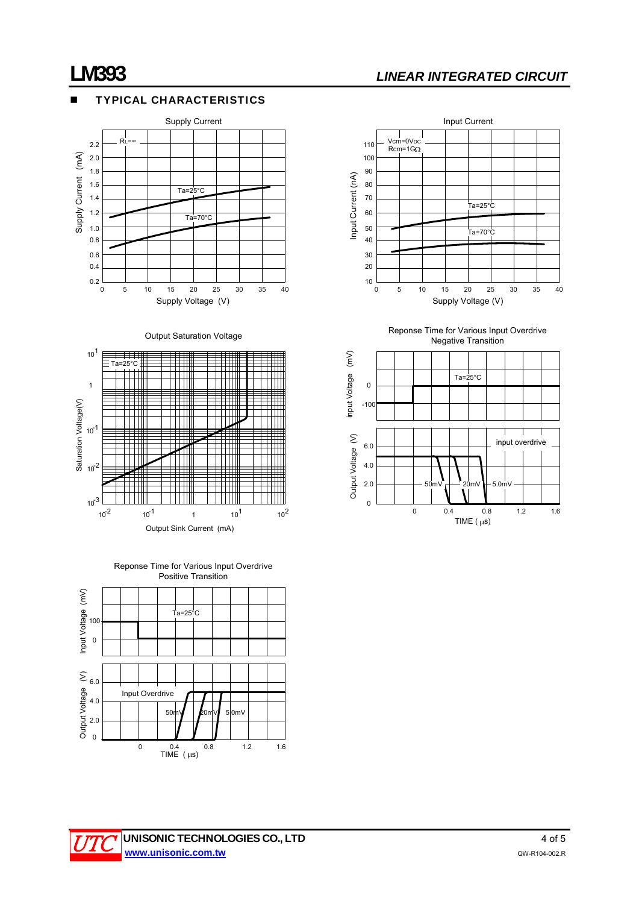## TYPICAL CHARACTERISTICS

Supply Current

$R_L=\infty$

Ta=25°C

Ta=70°C

Supply Current (mA)

Supply Voltage (V)

Input Current

Vcm=0VDC
Rcm=1GΩ

Ta=25°C

Ta=70°C

Input Current (nA)

Supply Voltage (V)

Output Saturation Voltage

Ta=25°C

Saturation Voltage(V)

Output Sink Current (mA)

Reponse Time for Various Input Overdrive
Negative Transition

Ta=25°C

input Voltage (mV)

Output Voltage (V)

input overdrive

50mV 20mV 5.0mV

TIME (μs)

Reponse Time for Various Input Overdrive
Positive Transition

Ta=25°C

Input Voltage (mV)

Output Voltage (V)

Input Overdrive

50mV 20mV 5.0mV

TIME (μs)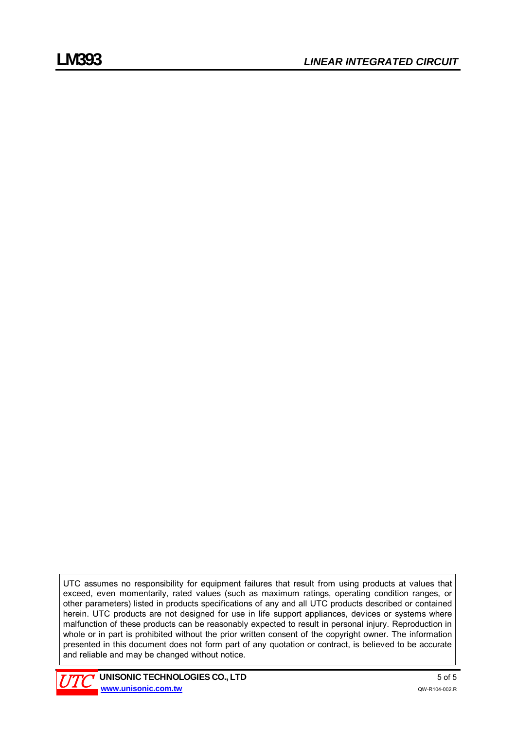UTC assumes no responsibility for equipment failures that result from using products at values that exceed, even momentarily, rated values (such as maximum ratings, operating condition ranges, or other parameters) listed in products specifications of any and all UTC products described or contained herein. UTC products are not designed for use in life support appliances, devices or systems where malfunction of these products can be reasonably expected to result in personal injury. Reproduction in whole or in part is prohibited without the prior written consent of the copyright owner. The information presented in this document does not form part of any quotation or contract, is believed to be accurate and reliable and may be changed without notice.